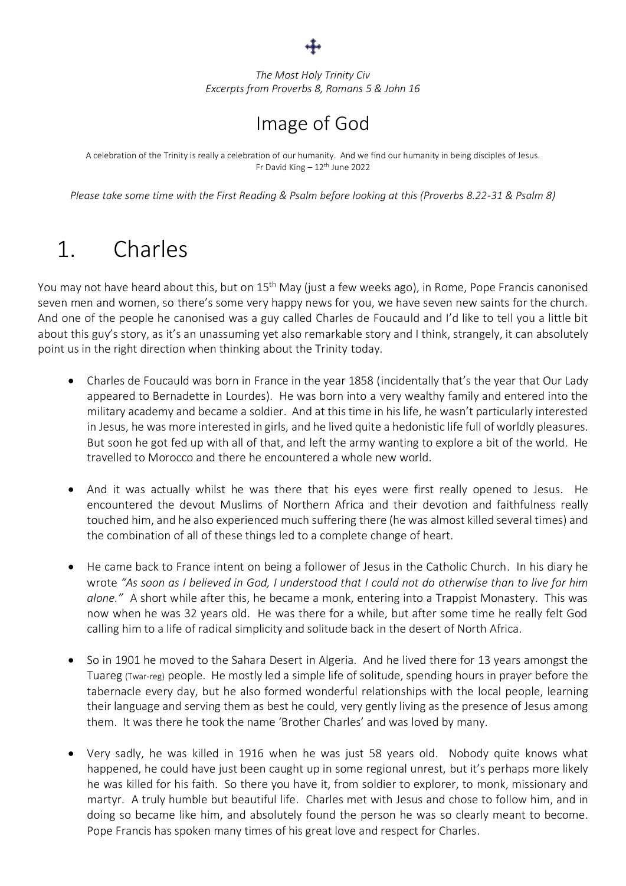*The Most Holy Trinity Civ*
*Excerpts from Proverbs 8, Romans 5 & John 16*

# Image of God

A celebration of the Trinity is really a celebration of our humanity. And we find our humanity in being disciples of Jesus.
Fr David King – 12th June 2022

*Please take some time with the First Reading & Psalm before looking at this (Proverbs 8.22-31 & Psalm 8)*

## 1. Charles

You may not have heard about this, but on 15th May (just a few weeks ago), in Rome, Pope Francis canonised seven men and women, so there's some very happy news for you, we have seven new saints for the church. And one of the people he canonised was a guy called Charles de Foucauld and I'd like to tell you a little bit about this guy's story, as it's an unassuming yet also remarkable story and I think, strangely, it can absolutely point us in the right direction when thinking about the Trinity today.

- Charles de Foucauld was born in France in the year 1858 (incidentally that's the year that Our Lady appeared to Bernadette in Lourdes). He was born into a very wealthy family and entered into the military academy and became a soldier. And at this time in his life, he wasn't particularly interested in Jesus, he was more interested in girls, and he lived quite a hedonistic life full of worldly pleasures. But soon he got fed up with all of that, and left the army wanting to explore a bit of the world. He travelled to Morocco and there he encountered a whole new world.

- And it was actually whilst he was there that his eyes were first really opened to Jesus. He encountered the devout Muslims of Northern Africa and their devotion and faithfulness really touched him, and he also experienced much suffering there (he was almost killed several times) and the combination of all of these things led to a complete change of heart.

- He came back to France intent on being a follower of Jesus in the Catholic Church. In his diary he wrote *"As soon as I believed in God, I understood that I could not do otherwise than to live for him alone."* A short while after this, he became a monk, entering into a Trappist Monastery. This was now when he was 32 years old. He was there for a while, but after some time he really felt God calling him to a life of radical simplicity and solitude back in the desert of North Africa.

- So in 1901 he moved to the Sahara Desert in Algeria. And he lived there for 13 years amongst the Tuareg (Twar-reg) people. He mostly led a simple life of solitude, spending hours in prayer before the tabernacle every day, but he also formed wonderful relationships with the local people, learning their language and serving them as best he could, very gently living as the presence of Jesus among them. It was there he took the name 'Brother Charles' and was loved by many.

- Very sadly, he was killed in 1916 when he was just 58 years old. Nobody quite knows what happened, he could have just been caught up in some regional unrest, but it's perhaps more likely he was killed for his faith. So there you have it, from soldier to explorer, to monk, missionary and martyr. A truly humble but beautiful life. Charles met with Jesus and chose to follow him, and in doing so became like him, and absolutely found the person he was so clearly meant to become. Pope Francis has spoken many times of his great love and respect for Charles.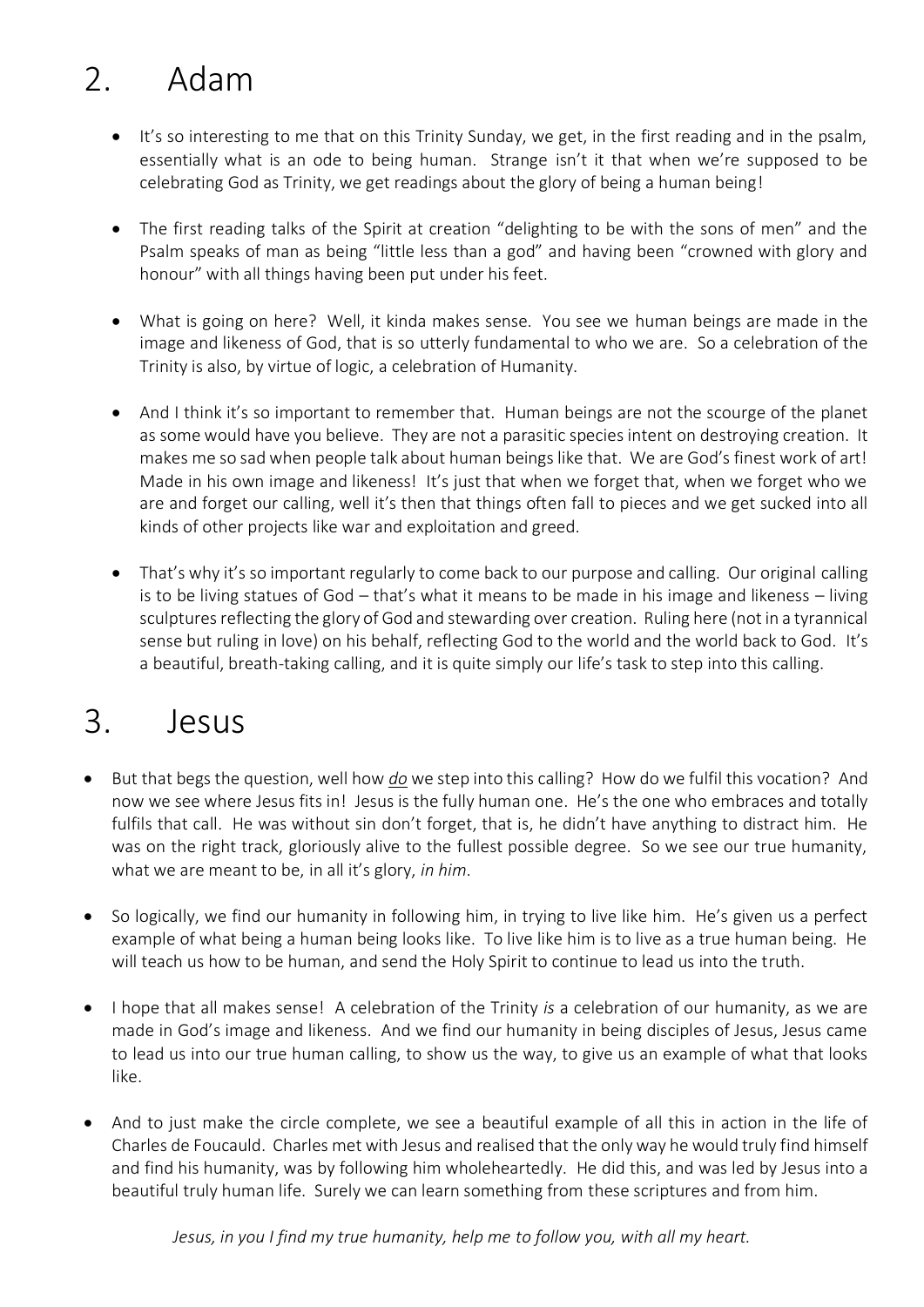# 2. Adam

- It's so interesting to me that on this Trinity Sunday, we get, in the first reading and in the psalm, essentially what is an ode to being human. Strange isn't it that when we're supposed to be celebrating God as Trinity, we get readings about the glory of being a human being!

- The first reading talks of the Spirit at creation "delighting to be with the sons of men" and the Psalm speaks of man as being "little less than a god" and having been "crowned with glory and honour" with all things having been put under his feet.

- What is going on here? Well, it kinda makes sense. You see we human beings are made in the image and likeness of God, that is so utterly fundamental to who we are. So a celebration of the Trinity is also, by virtue of logic, a celebration of Humanity.

- And I think it's so important to remember that. Human beings are not the scourge of the planet as some would have you believe. They are not a parasitic species intent on destroying creation. It makes me so sad when people talk about human beings like that. We are God's finest work of art! Made in his own image and likeness! It's just that when we forget that, when we forget who we are and forget our calling, well it's then that things often fall to pieces and we get sucked into all kinds of other projects like war and exploitation and greed.

- That's why it's so important regularly to come back to our purpose and calling. Our original calling is to be living statues of God – that's what it means to be made in his image and likeness – living sculptures reflecting the glory of God and stewarding over creation. Ruling here (not in a tyrannical sense but ruling in love) on his behalf, reflecting God to the world and the world back to God. It's a beautiful, breath-taking calling, and it is quite simply our life's task to step into this calling.

# 3. Jesus

- But that begs the question, well how ***do*** we step into this calling? How do we fulfil this vocation? And now we see where Jesus fits in! Jesus is the fully human one. He's the one who embraces and totally fulfils that call. He was without sin don't forget, that is, he didn't have anything to distract him. He was on the right track, gloriously alive to the fullest possible degree. So we see our true humanity, what we are meant to be, in all it's glory, *in him*.

- So logically, we find our humanity in following him, in trying to live like him. He's given us a perfect example of what being a human being looks like. To live like him is to live as a true human being. He will teach us how to be human, and send the Holy Spirit to continue to lead us into the truth.

- I hope that all makes sense! A celebration of the Trinity *is* a celebration of our humanity, as we are made in God's image and likeness. And we find our humanity in being disciples of Jesus, Jesus came to lead us into our true human calling, to show us the way, to give us an example of what that looks like.

- And to just make the circle complete, we see a beautiful example of all this in action in the life of Charles de Foucauld. Charles met with Jesus and realised that the only way he would truly find himself and find his humanity, was by following him wholeheartedly. He did this, and was led by Jesus into a beautiful truly human life. Surely we can learn something from these scriptures and from him.

*Jesus, in you I find my true humanity, help me to follow you, with all my heart.*